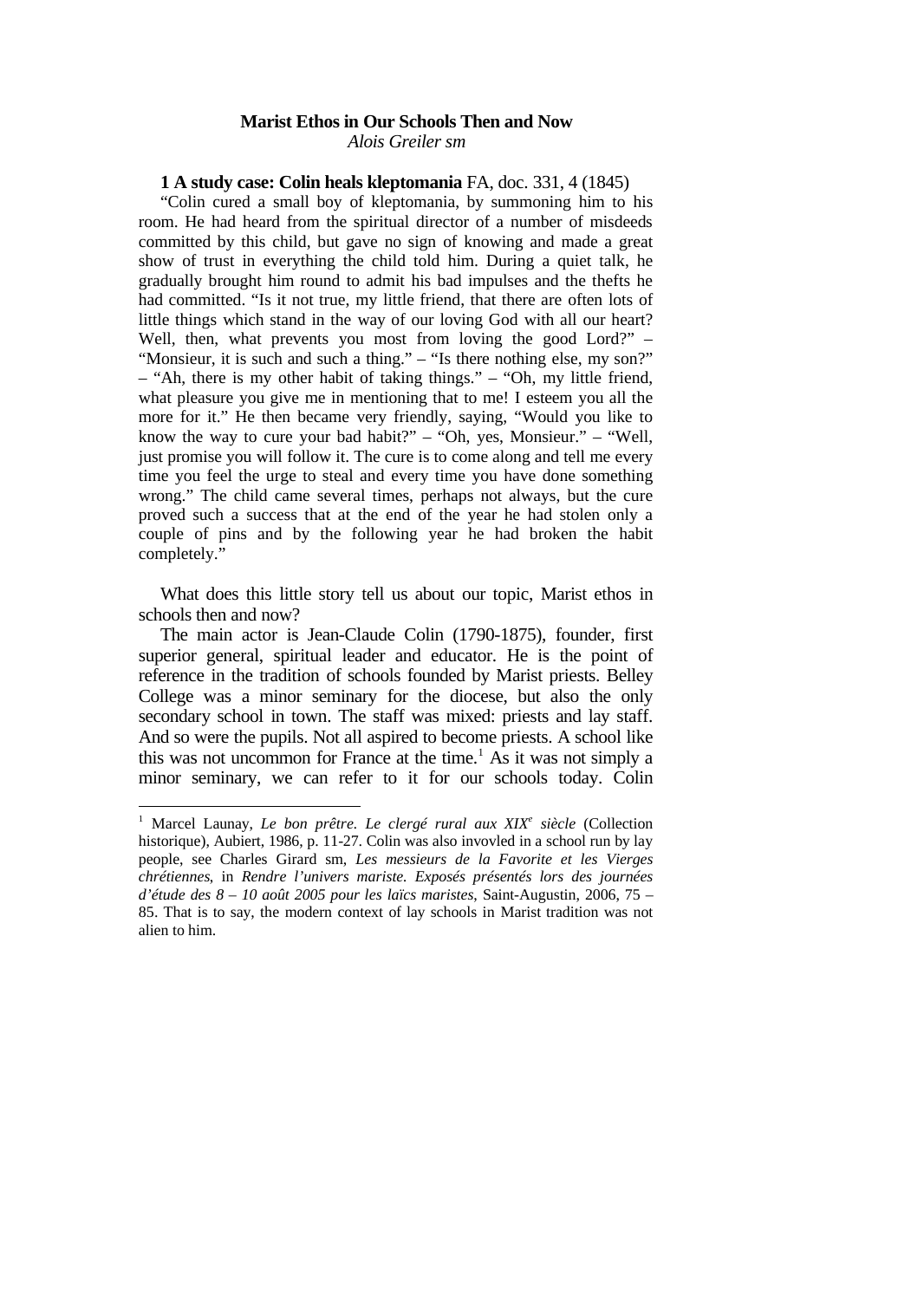# Marist Ethos in Our Schools Then and Now

*Alois Greiler sm*

## 1 A study case: Colin heals kleptomania FA, doc. 331, 4 (1845)

"Colin cured a small boy of kleptomania, by summoning him to his room. He had heard from the spiritual director of a number of misdeeds committed by this child, but gave no sign of knowing and made a great show of trust in everything the child told him. During a quiet talk, he gradually brought him round to admit his bad impulses and the thefts he had committed. "Is it not true, my little friend, that there are often lots of little things which stand in the way of our loving God with all our heart? Well, then, what prevents you most from loving the good Lord?" – "Monsieur, it is such and such a thing." – "Is there nothing else, my son?" – "Ah, there is my other habit of taking things." – "Oh, my little friend, what pleasure you give me in mentioning that to me! I esteem you all the more for it." He then became very friendly, saying, "Would you like to know the way to cure your bad habit?" – "Oh, yes, Monsieur." – "Well, just promise you will follow it. The cure is to come along and tell me every time you feel the urge to steal and every time you have done something wrong." The child came several times, perhaps not always, but the cure proved such a success that at the end of the year he had stolen only a couple of pins and by the following year he had broken the habit completely."

What does this little story tell us about our topic, Marist ethos in schools then and now?

The main actor is Jean-Claude Colin (1790-1875), founder, first superior general, spiritual leader and educator. He is the point of reference in the tradition of schools founded by Marist priests. Belley College was a minor seminary for the diocese, but also the only secondary school in town. The staff was mixed: priests and lay staff. And so were the pupils. Not all aspired to become priests. A school like this was not uncommon for France at the time.[1] As it was not simply a minor seminary, we can refer to it for our schools today. Colin

---

[1] Marcel Launay, *Le bon prêtre. Le clergé rural aux XIX^e^ siècle* (Collection historique), Aubiert, 1986, p. 11-27. Colin was also invovled in a school run by lay people, see Charles Girard sm, *Les messieurs de la Favorite et les Vierges chrétiennes*, in *Rendre l'univers mariste. Exposés présentés lors des journées d'étude des 8 – 10 août 2005 pour les laïcs maristes*, Saint-Augustin, 2006, 75 – 85. That is to say, the modern context of lay schools in Marist tradition was not alien to him.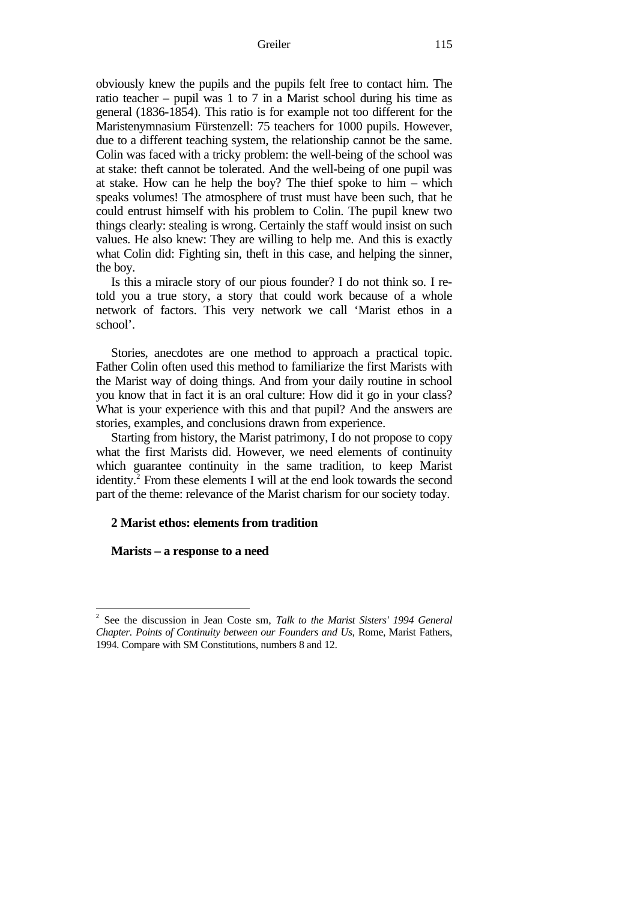obviously knew the pupils and the pupils felt free to contact him. The ratio teacher – pupil was 1 to 7 in a Marist school during his time as general (1836-1854). This ratio is for example not too different for the Maristenymnasium Fürstenzell: 75 teachers for 1000 pupils. However, due to a different teaching system, the relationship cannot be the same. Colin was faced with a tricky problem: the well-being of the school was at stake: theft cannot be tolerated. And the well-being of one pupil was at stake. How can he help the boy? The thief spoke to him – which speaks volumes! The atmosphere of trust must have been such, that he could entrust himself with his problem to Colin. The pupil knew two things clearly: stealing is wrong. Certainly the staff would insist on such values. He also knew: They are willing to help me. And this is exactly what Colin did: Fighting sin, theft in this case, and helping the sinner, the boy.

Is this a miracle story of our pious founder? I do not think so. I re-told you a true story, a story that could work because of a whole network of factors. This very network we call 'Marist ethos in a school'.

Stories, anecdotes are one method to approach a practical topic. Father Colin often used this method to familiarize the first Marists with the Marist way of doing things. And from your daily routine in school you know that in fact it is an oral culture: How did it go in your class? What is your experience with this and that pupil? And the answers are stories, examples, and conclusions drawn from experience.

Starting from history, the Marist patrimony, I do not propose to copy what the first Marists did. However, we need elements of continuity which guarantee continuity in the same tradition, to keep Marist identity.[2] From these elements I will at the end look towards the second part of the theme: relevance of the Marist charism for our society today.

## 2 Marist ethos: elements from tradition

### Marists – a response to a need

---

[2] See the discussion in Jean Coste sm, *Talk to the Marist Sisters' 1994 General Chapter. Points of Continuity between our Founders and Us*, Rome, Marist Fathers, 1994. Compare with SM Constitutions, numbers 8 and 12.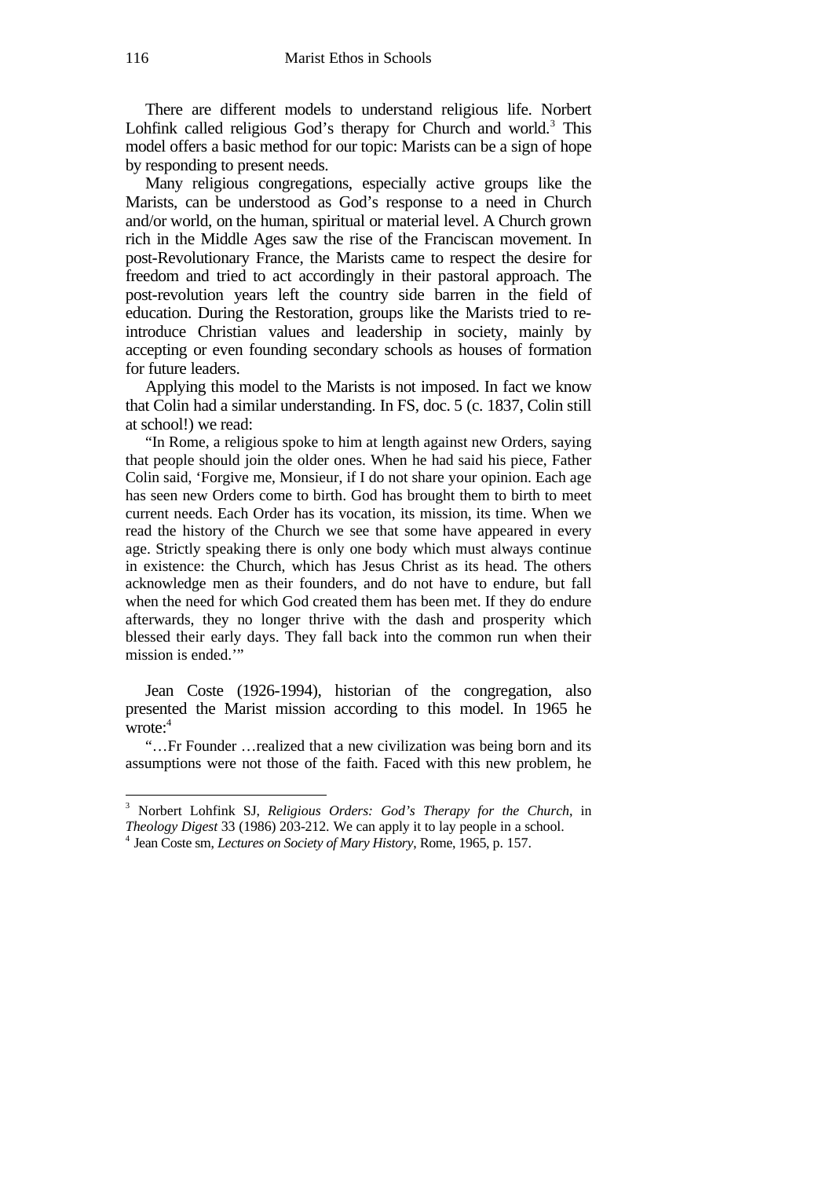There are different models to understand religious life. Norbert Lohfink called religious God's therapy for Church and world.[3] This model offers a basic method for our topic: Marists can be a sign of hope by responding to present needs.

Many religious congregations, especially active groups like the Marists, can be understood as God's response to a need in Church and/or world, on the human, spiritual or material level. A Church grown rich in the Middle Ages saw the rise of the Franciscan movement. In post-Revolutionary France, the Marists came to respect the desire for freedom and tried to act accordingly in their pastoral approach. The post-revolution years left the country side barren in the field of education. During the Restoration, groups like the Marists tried to re-introduce Christian values and leadership in society, mainly by accepting or even founding secondary schools as houses of formation for future leaders.

Applying this model to the Marists is not imposed. In fact we know that Colin had a similar understanding. In FS, doc. 5 (c. 1837, Colin still at school!) we read:

"In Rome, a religious spoke to him at length against new Orders, saying that people should join the older ones. When he had said his piece, Father Colin said, 'Forgive me, Monsieur, if I do not share your opinion. Each age has seen new Orders come to birth. God has brought them to birth to meet current needs. Each Order has its vocation, its mission, its time. When we read the history of the Church we see that some have appeared in every age. Strictly speaking there is only one body which must always continue in existence: the Church, which has Jesus Christ as its head. The others acknowledge men as their founders, and do not have to endure, but fall when the need for which God created them has been met. If they do endure afterwards, they no longer thrive with the dash and prosperity which blessed their early days. They fall back into the common run when their mission is ended.'"

Jean Coste (1926-1994), historian of the congregation, also presented the Marist mission according to this model. In 1965 he wrote:[4]

"…Fr Founder …realized that a new civilization was being born and its assumptions were not those of the faith. Faced with this new problem, he

---

[3] Norbert Lohfink SJ, *Religious Orders: God's Therapy for the Church*, in *Theology Digest* 33 (1986) 203-212. We can apply it to lay people in a school.

[4] Jean Coste sm, *Lectures on Society of Mary History*, Rome, 1965, p. 157.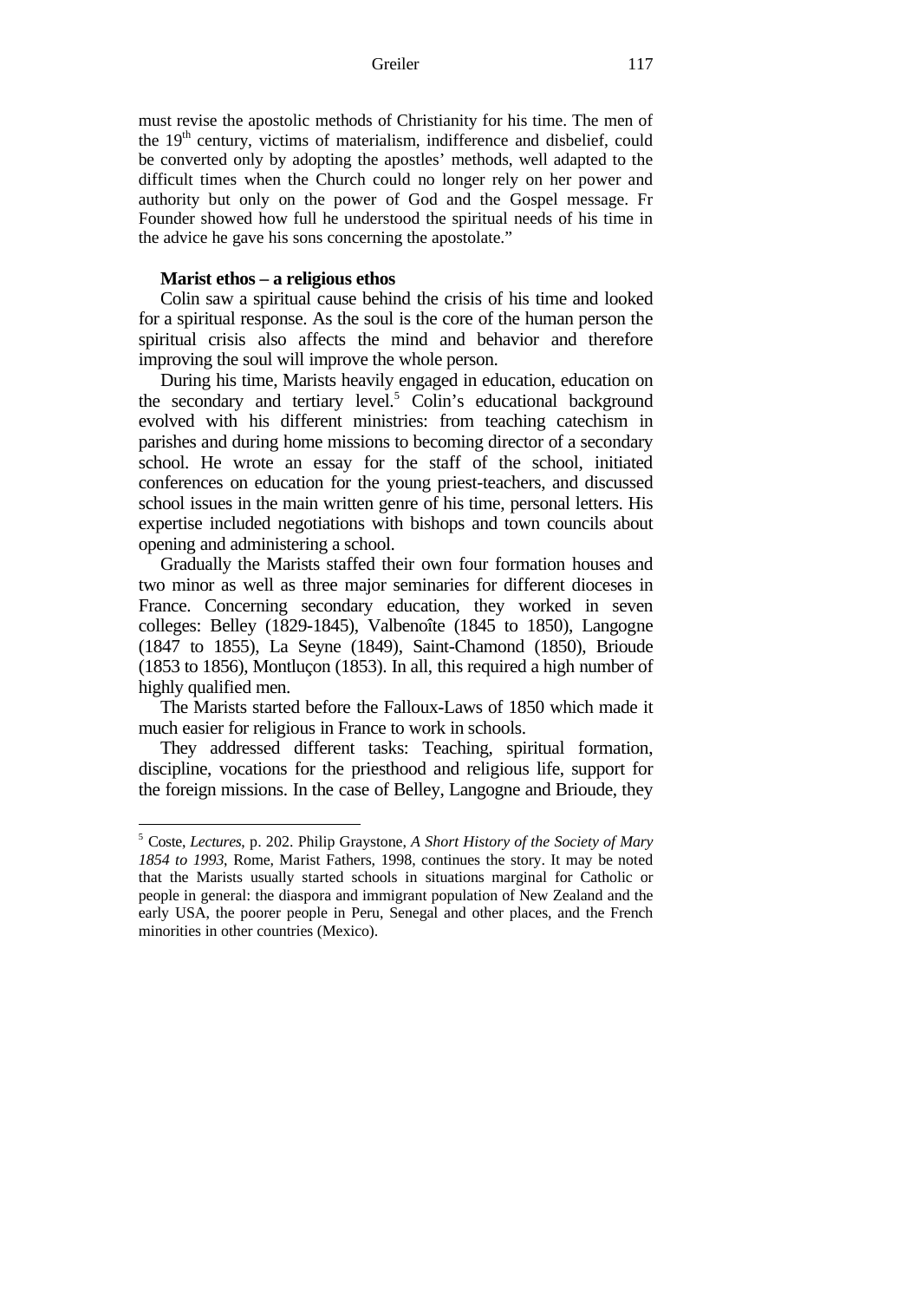must revise the apostolic methods of Christianity for his time. The men of the 19th century, victims of materialism, indifference and disbelief, could be converted only by adopting the apostles' methods, well adapted to the difficult times when the Church could no longer rely on her power and authority but only on the power of God and the Gospel message. Fr Founder showed how full he understood the spiritual needs of his time in the advice he gave his sons concerning the apostolate."

**Marist ethos – a religious ethos**

Colin saw a spiritual cause behind the crisis of his time and looked for a spiritual response. As the soul is the core of the human person the spiritual crisis also affects the mind and behavior and therefore improving the soul will improve the whole person.

During his time, Marists heavily engaged in education, education on the secondary and tertiary level.[5] Colin's educational background evolved with his different ministries: from teaching catechism in parishes and during home missions to becoming director of a secondary school. He wrote an essay for the staff of the school, initiated conferences on education for the young priest-teachers, and discussed school issues in the main written genre of his time, personal letters. His expertise included negotiations with bishops and town councils about opening and administering a school.

Gradually the Marists staffed their own four formation houses and two minor as well as three major seminaries for different dioceses in France. Concerning secondary education, they worked in seven colleges: Belley (1829-1845), Valbenoîte (1845 to 1850), Langogne (1847 to 1855), La Seyne (1849), Saint-Chamond (1850), Brioude (1853 to 1856), Montluçon (1853). In all, this required a high number of highly qualified men.

The Marists started before the Falloux-Laws of 1850 which made it much easier for religious in France to work in schools.

They addressed different tasks: Teaching, spiritual formation, discipline, vocations for the priesthood and religious life, support for the foreign missions. In the case of Belley, Langogne and Brioude, they

---

[5] Coste, *Lectures*, p. 202. Philip Graystone, *A Short History of the Society of Mary 1854 to 1993*, Rome, Marist Fathers, 1998, continues the story. It may be noted that the Marists usually started schools in situations marginal for Catholic or people in general: the diaspora and immigrant population of New Zealand and the early USA, the poorer people in Peru, Senegal and other places, and the French minorities in other countries (Mexico).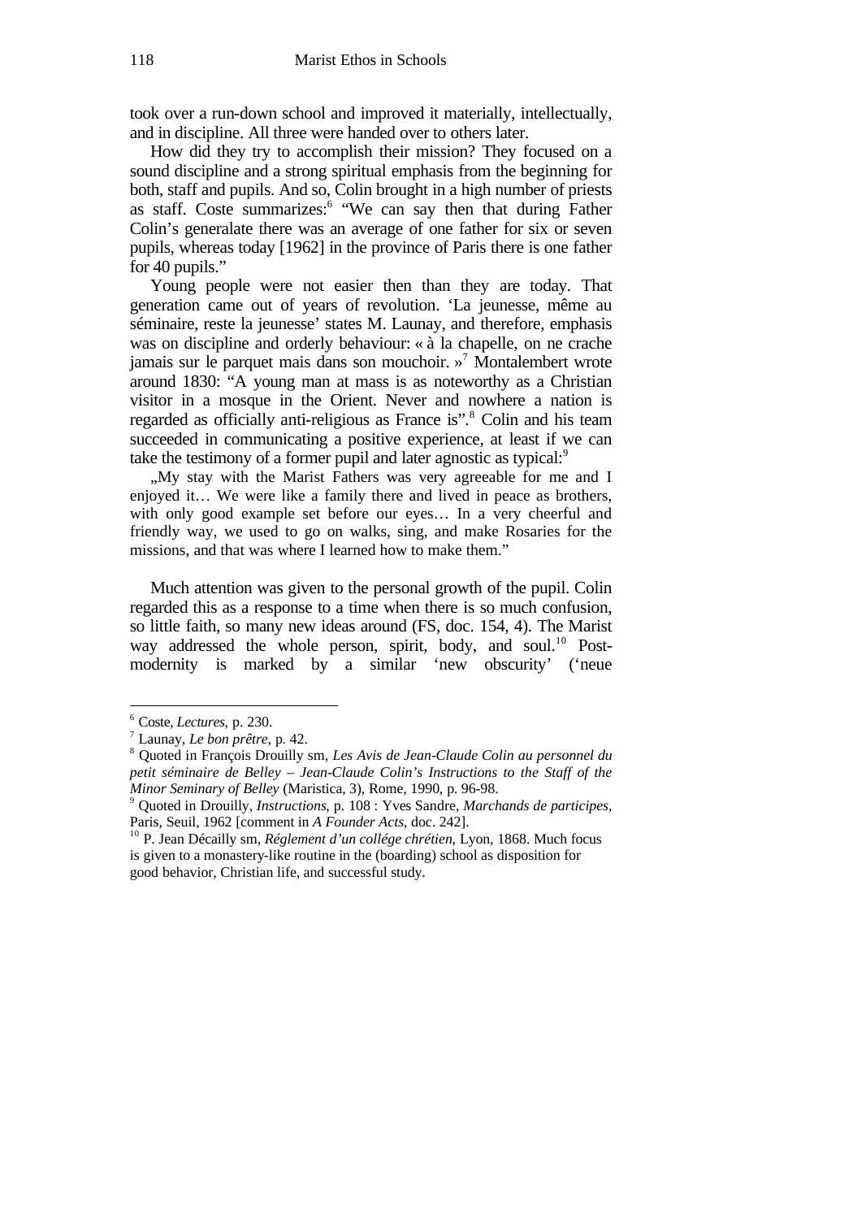took over a run-down school and improved it materially, intellectually, and in discipline. All three were handed over to others later.

How did they try to accomplish their mission? They focused on a sound discipline and a strong spiritual emphasis from the beginning for both, staff and pupils. And so, Colin brought in a high number of priests as staff. Coste summarizes:[6] "We can say then that during Father Colin's generalate there was an average of one father for six or seven pupils, whereas today [1962] in the province of Paris there is one father for 40 pupils."

Young people were not easier then than they are today. That generation came out of years of revolution. 'La jeunesse, même au séminaire, reste la jeunesse' states M. Launay, and therefore, emphasis was on discipline and orderly behaviour: « à la chapelle, on ne crache jamais sur le parquet mais dans son mouchoir. »[7] Montalembert wrote around 1830: "A young man at mass is as noteworthy as a Christian visitor in a mosque in the Orient. Never and nowhere a nation is regarded as officially anti-religious as France is".[8] Colin and his team succeeded in communicating a positive experience, at least if we can take the testimony of a former pupil and later agnostic as typical:[9]

> „My stay with the Marist Fathers was very agreeable for me and I enjoyed it… We were like a family there and lived in peace as brothers, with only good example set before our eyes… In a very cheerful and friendly way, we used to go on walks, sing, and make Rosaries for the missions, and that was where I learned how to make them."

Much attention was given to the personal growth of the pupil. Colin regarded this as a response to a time when there is so much confusion, so little faith, so many new ideas around (FS, doc. 154, 4). The Marist way addressed the whole person, spirit, body, and soul.[10] Post-modernity is marked by a similar 'new obscurity' ('neue

---

[6] Coste, *Lectures*, p. 230.

[7] Launay, *Le bon prêtre*, p. 42.

[8] Quoted in François Drouilly sm, *Les Avis de Jean-Claude Colin au personnel du petit séminaire de Belley – Jean-Claude Colin's Instructions to the Staff of the Minor Seminary of Belley* (Maristica, 3), Rome, 1990, p. 96-98.

[9] Quoted in Drouilly, *Instructions*, p. 108 : Yves Sandre, *Marchands de participes*, Paris, Seuil, 1962 [comment in *A Founder Acts*, doc. 242].

[10] P. Jean Décailly sm, *Réglement d'un collége chrétien*, Lyon, 1868. Much focus is given to a monastery-like routine in the (boarding) school as disposition for good behavior, Christian life, and successful study.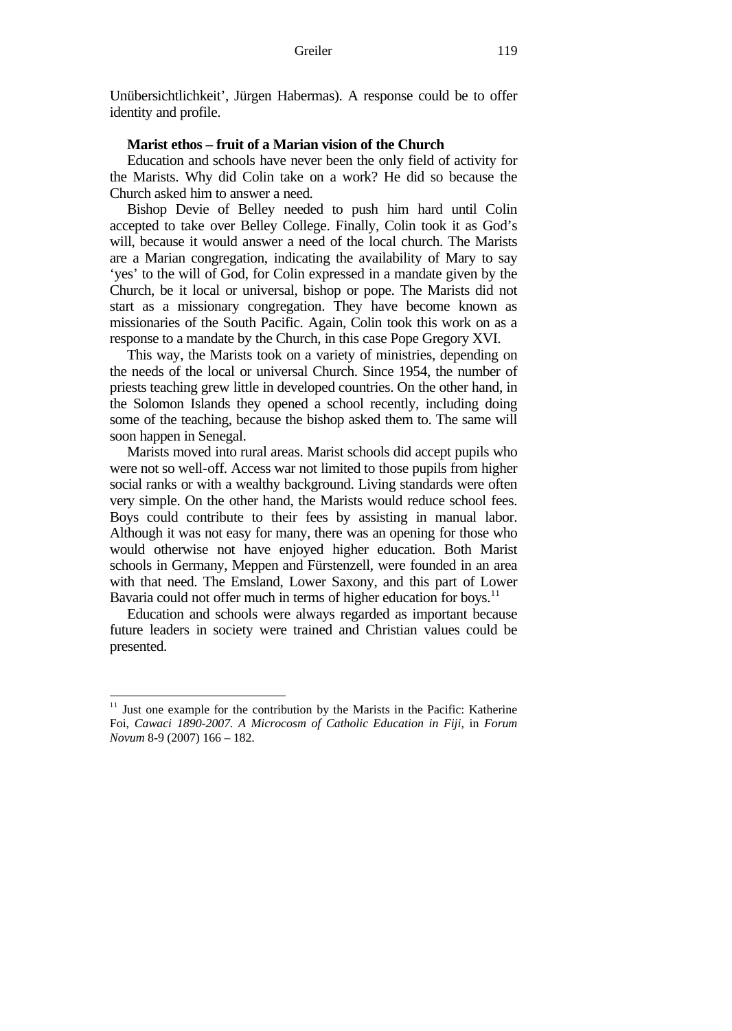Unübersichtlichkeit', Jürgen Habermas). A response could be to offer identity and profile.

**Marist ethos – fruit of a Marian vision of the Church**

Education and schools have never been the only field of activity for the Marists. Why did Colin take on a work? He did so because the Church asked him to answer a need.

Bishop Devie of Belley needed to push him hard until Colin accepted to take over Belley College. Finally, Colin took it as God's will, because it would answer a need of the local church. The Marists are a Marian congregation, indicating the availability of Mary to say 'yes' to the will of God, for Colin expressed in a mandate given by the Church, be it local or universal, bishop or pope. The Marists did not start as a missionary congregation. They have become known as missionaries of the South Pacific. Again, Colin took this work on as a response to a mandate by the Church, in this case Pope Gregory XVI.

This way, the Marists took on a variety of ministries, depending on the needs of the local or universal Church. Since 1954, the number of priests teaching grew little in developed countries. On the other hand, in the Solomon Islands they opened a school recently, including doing some of the teaching, because the bishop asked them to. The same will soon happen in Senegal.

Marists moved into rural areas. Marist schools did accept pupils who were not so well-off. Access war not limited to those pupils from higher social ranks or with a wealthy background. Living standards were often very simple. On the other hand, the Marists would reduce school fees. Boys could contribute to their fees by assisting in manual labor. Although it was not easy for many, there was an opening for those who would otherwise not have enjoyed higher education. Both Marist schools in Germany, Meppen and Fürstenzell, were founded in an area with that need. The Emsland, Lower Saxony, and this part of Lower Bavaria could not offer much in terms of higher education for boys.[11]

Education and schools were always regarded as important because future leaders in society were trained and Christian values could be presented.

---

[11] Just one example for the contribution by the Marists in the Pacific: Katherine Foi, *Cawaci 1890-2007. A Microcosm of Catholic Education in Fiji*, in *Forum Novum* 8-9 (2007) 166 – 182.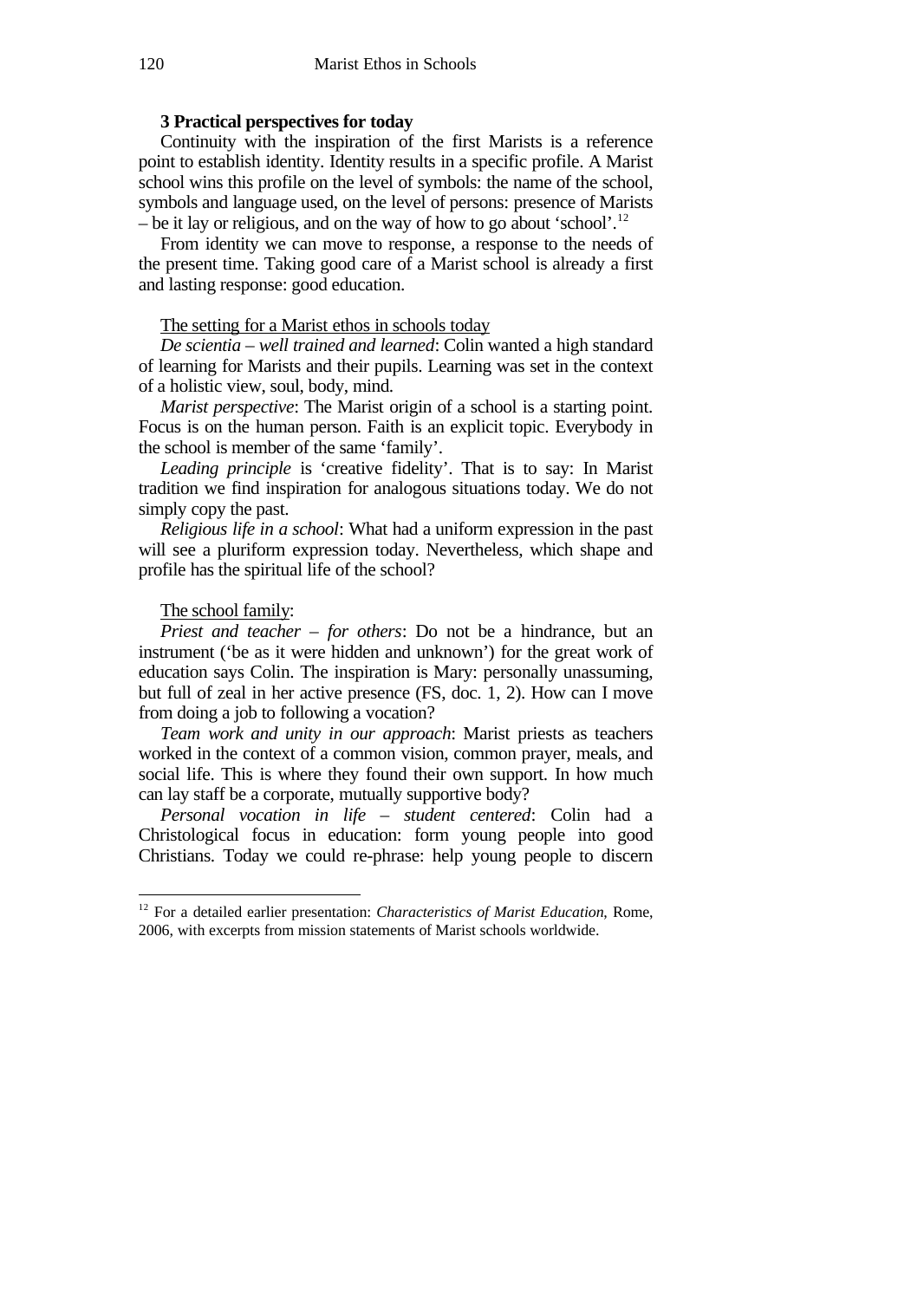### 3 Practical perspectives for today

Continuity with the inspiration of the first Marists is a reference point to establish identity. Identity results in a specific profile. A Marist school wins this profile on the level of symbols: the name of the school, symbols and language used, on the level of persons: presence of Marists – be it lay or religious, and on the way of how to go about 'school'.[12]

From identity we can move to response, a response to the needs of the present time. Taking good care of a Marist school is already a first and lasting response: good education.

<u>The setting for a Marist ethos in schools today</u>

*De scientia – well trained and learned*: Colin wanted a high standard of learning for Marists and their pupils. Learning was set in the context of a holistic view, soul, body, mind.

*Marist perspective*: The Marist origin of a school is a starting point. Focus is on the human person. Faith is an explicit topic. Everybody in the school is member of the same 'family'.

*Leading principle* is 'creative fidelity'. That is to say: In Marist tradition we find inspiration for analogous situations today. We do not simply copy the past.

*Religious life in a school*: What had a uniform expression in the past will see a pluriform expression today. Nevertheless, which shape and profile has the spiritual life of the school?

<u>The school family</u>:

*Priest and teacher – for others*: Do not be a hindrance, but an instrument ('be as it were hidden and unknown') for the great work of education says Colin. The inspiration is Mary: personally unassuming, but full of zeal in her active presence (FS, doc. 1, 2). How can I move from doing a job to following a vocation?

*Team work and unity in our approach*: Marist priests as teachers worked in the context of a common vision, common prayer, meals, and social life. This is where they found their own support. In how much can lay staff be a corporate, mutually supportive body?

*Personal vocation in life – student centered*: Colin had a Christological focus in education: form young people into good Christians. Today we could re-phrase: help young people to discern

---

[12] For a detailed earlier presentation: *Characteristics of Marist Education*, Rome, 2006, with excerpts from mission statements of Marist schools worldwide.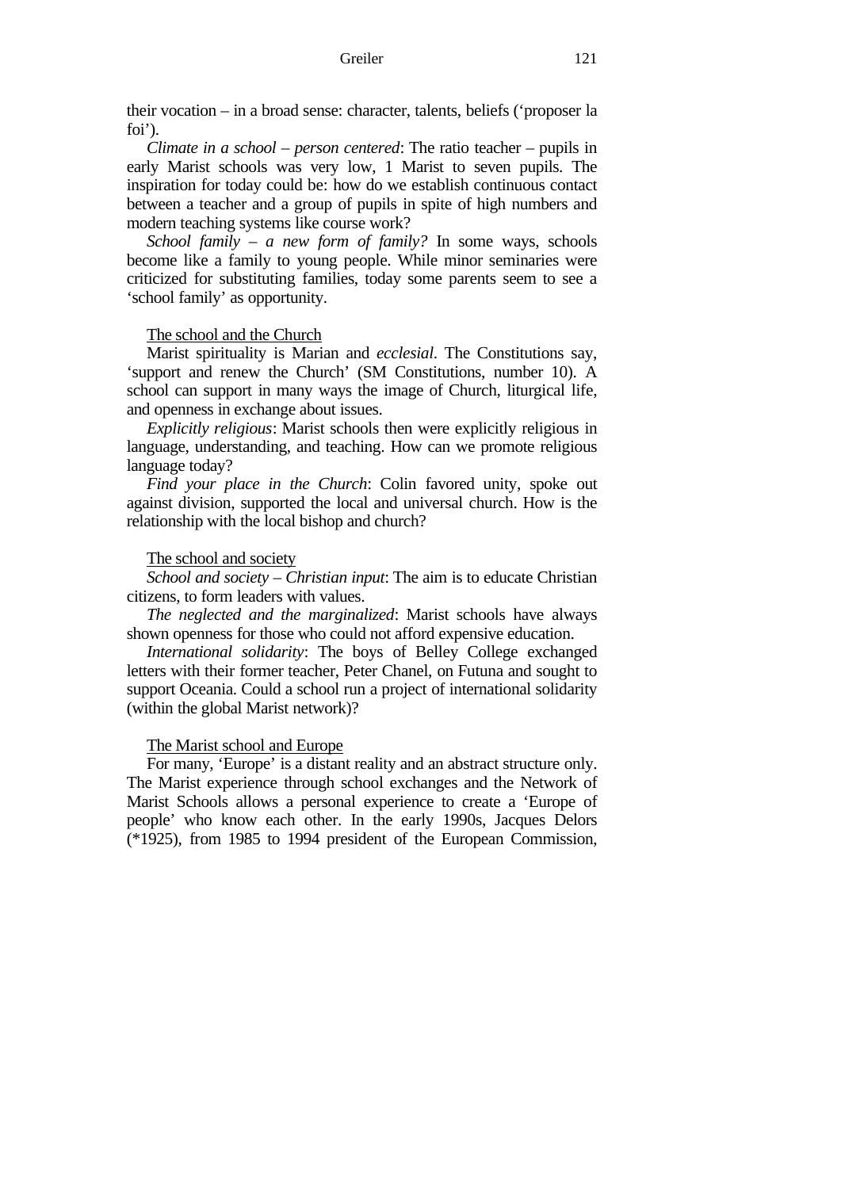their vocation – in a broad sense: character, talents, beliefs ('proposer la foi').

*Climate in a school – person centered*: The ratio teacher – pupils in early Marist schools was very low, 1 Marist to seven pupils. The inspiration for today could be: how do we establish continuous contact between a teacher and a group of pupils in spite of high numbers and modern teaching systems like course work?

*School family – a new form of family?* In some ways, schools become like a family to young people. While minor seminaries were criticized for substituting families, today some parents seem to see a 'school family' as opportunity.

<u>The school and the Church</u>

Marist spirituality is Marian and *ecclesial*. The Constitutions say, 'support and renew the Church' (SM Constitutions, number 10). A school can support in many ways the image of Church, liturgical life, and openness in exchange about issues.

*Explicitly religious*: Marist schools then were explicitly religious in language, understanding, and teaching. How can we promote religious language today?

*Find your place in the Church*: Colin favored unity, spoke out against division, supported the local and universal church. How is the relationship with the local bishop and church?

<u>The school and society</u>

*School and society – Christian input*: The aim is to educate Christian citizens, to form leaders with values.

*The neglected and the marginalized*: Marist schools have always shown openness for those who could not afford expensive education.

*International solidarity*: The boys of Belley College exchanged letters with their former teacher, Peter Chanel, on Futuna and sought to support Oceania. Could a school run a project of international solidarity (within the global Marist network)?

<u>The Marist school and Europe</u>

For many, 'Europe' is a distant reality and an abstract structure only. The Marist experience through school exchanges and the Network of Marist Schools allows a personal experience to create a 'Europe of people' who know each other. In the early 1990s, Jacques Delors (*1925), from 1985 to 1994 president of the European Commission,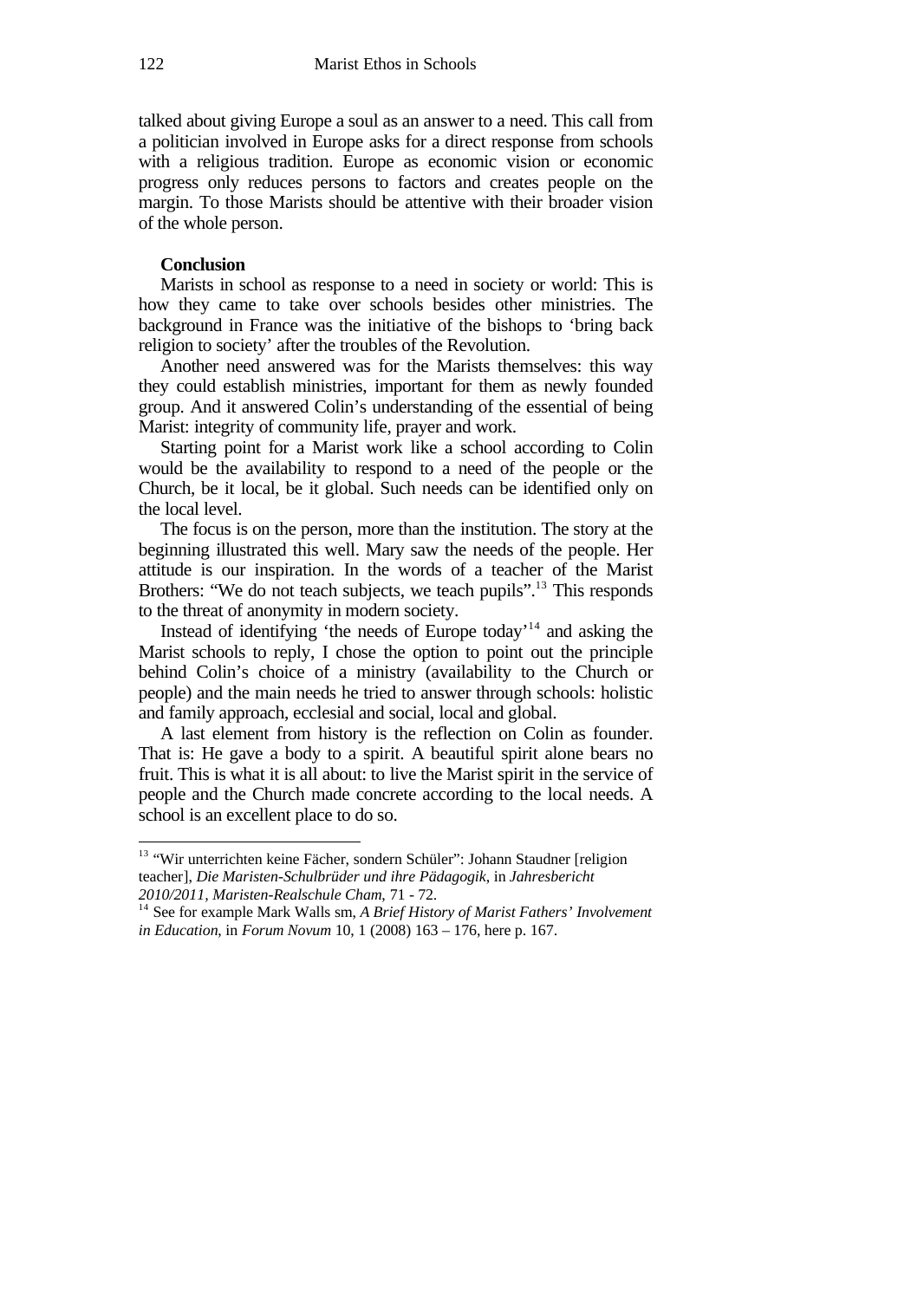talked about giving Europe a soul as an answer to a need. This call from a politician involved in Europe asks for a direct response from schools with a religious tradition. Europe as economic vision or economic progress only reduces persons to factors and creates people on the margin. To those Marists should be attentive with their broader vision of the whole person.

**Conclusion**

Marists in school as response to a need in society or world: This is how they came to take over schools besides other ministries. The background in France was the initiative of the bishops to 'bring back religion to society' after the troubles of the Revolution.

Another need answered was for the Marists themselves: this way they could establish ministries, important for them as newly founded group. And it answered Colin's understanding of the essential of being Marist: integrity of community life, prayer and work.

Starting point for a Marist work like a school according to Colin would be the availability to respond to a need of the people or the Church, be it local, be it global. Such needs can be identified only on the local level.

The focus is on the person, more than the institution. The story at the beginning illustrated this well. Mary saw the needs of the people. Her attitude is our inspiration. In the words of a teacher of the Marist Brothers: "We do not teach subjects, we teach pupils".[13] This responds to the threat of anonymity in modern society.

Instead of identifying 'the needs of Europe today'[14] and asking the Marist schools to reply, I chose the option to point out the principle behind Colin's choice of a ministry (availability to the Church or people) and the main needs he tried to answer through schools: holistic and family approach, ecclesial and social, local and global.

A last element from history is the reflection on Colin as founder. That is: He gave a body to a spirit. A beautiful spirit alone bears no fruit. This is what it is all about: to live the Marist spirit in the service of people and the Church made concrete according to the local needs. A school is an excellent place to do so.

---

[13] "Wir unterrichten keine Fächer, sondern Schüler": Johann Staudner [religion teacher], *Die Maristen-Schulbrüder und ihre Pädagogik*, in *Jahresbericht 2010/2011, Maristen-Realschule Cham*, 71 - 72.

[14] See for example Mark Walls sm, *A Brief History of Marist Fathers' Involvement in Education*, in *Forum Novum* 10, 1 (2008) 163 – 176, here p. 167.